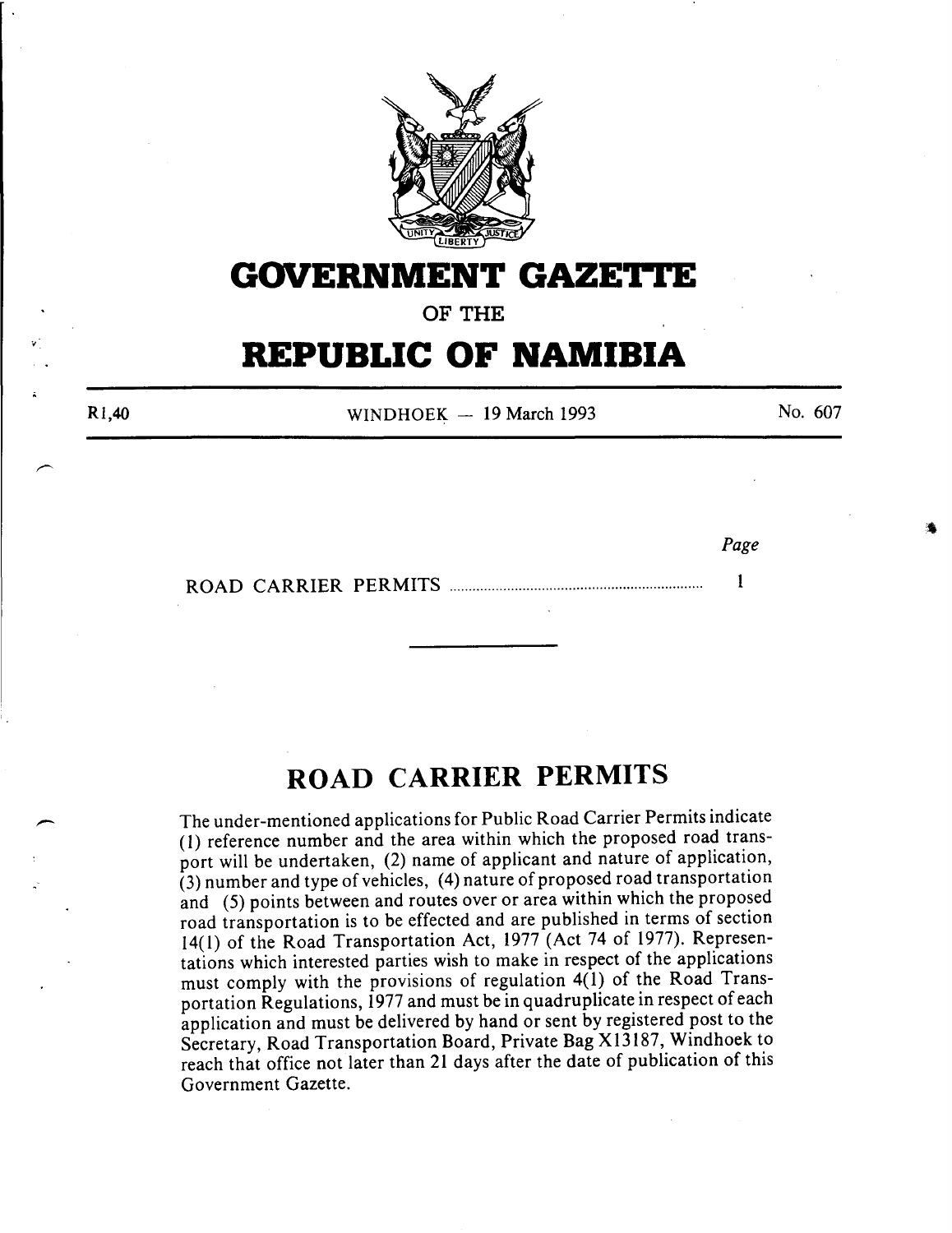# GOVERNMENT GAZETTE

OF THE

# REPUBLIC OF NAMIBIA

R1,40 WINDHOEK — 19 March 1993 No. 607

| | Page |
|---|---|
| ROAD CARRIER PERMITS | 1 |

---

## ROAD CARRIER PERMITS

The under-mentioned applications for Public Road Carrier Permits indicate (1) reference number and the area within which the proposed road transport will be undertaken, (2) name of applicant and nature of application, (3) number and type of vehicles, (4) nature of proposed road transportation and (5) points between and routes over or area within which the proposed road transportation is to be effected and are published in terms of section 14(1) of the Road Transportation Act, 1977 (Act 74 of 1977). Representations which interested parties wish to make in respect of the applications must comply with the provisions of regulation 4(1) of the Road Transportation Regulations, 1977 and must be in quadruplicate in respect of each application and must be delivered by hand or sent by registered post to the Secretary, Road Transportation Board, Private Bag X13187, Windhoek to reach that office not later than 21 days after the date of publication of this Government Gazette.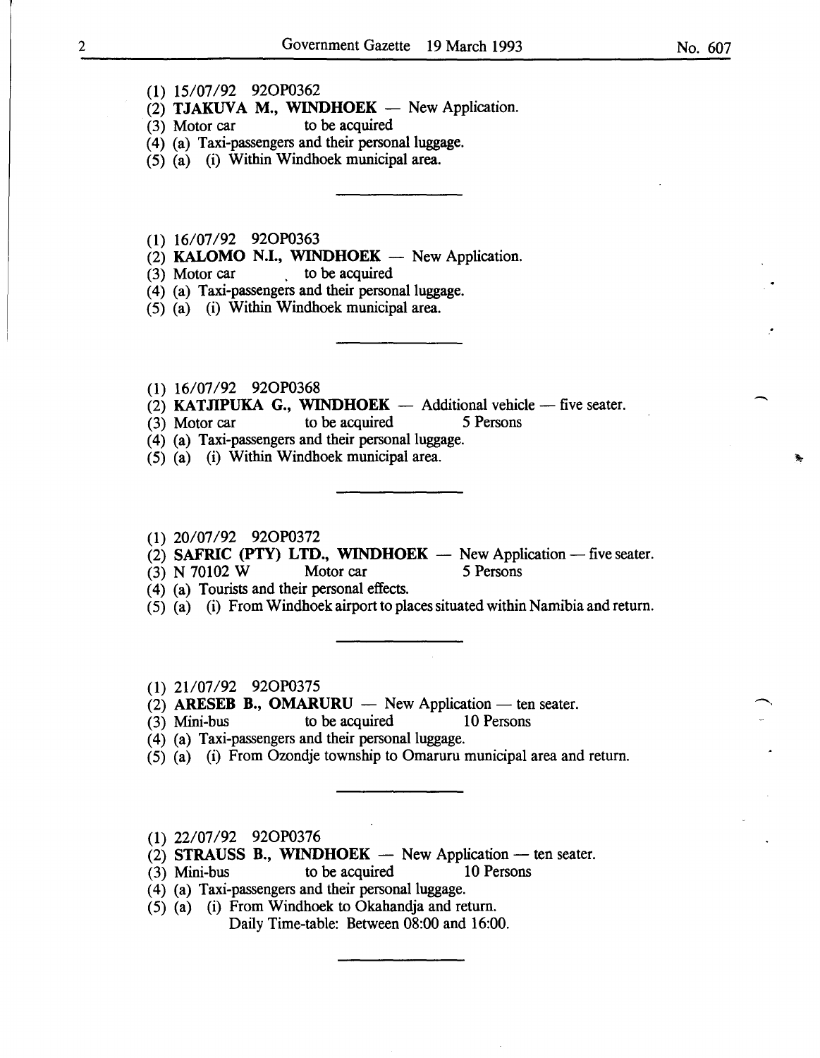(1) 15/07/92 92OP0362
(2) **TJAKUVA M., WINDHOEK** — New Application.
(3) Motor car to be acquired
(4) (a) Taxi-passengers and their personal luggage.
(5) (a) (i) Within Windhoek municipal area.

---

(1) 16/07/92 92OP0363
(2) **KALOMO N.I., WINDHOEK** — New Application.
(3) Motor car to be acquired
(4) (a) Taxi-passengers and their personal luggage.
(5) (a) (i) Within Windhoek municipal area.

---

(1) 16/07/92 92OP0368
(2) **KATJIPUKA G., WINDHOEK** — Additional vehicle — five seater.
(3) Motor car to be acquired 5 Persons
(4) (a) Taxi-passengers and their personal luggage.
(5) (a) (i) Within Windhoek municipal area.

---

(1) 20/07/92 92OP0372
(2) **SAFRIC (PTY) LTD., WINDHOEK** — New Application — five seater.
(3) N 70102 W Motor car 5 Persons
(4) (a) Tourists and their personal effects.
(5) (a) (i) From Windhoek airport to places situated within Namibia and return.

---

(1) 21/07/92 92OP0375
(2) **ARESEB B., OMARURU** — New Application — ten seater.
(3) Mini-bus to be acquired 10 Persons
(4) (a) Taxi-passengers and their personal luggage.
(5) (a) (i) From Ozondje township to Omaruru municipal area and return.

---

(1) 22/07/92 92OP0376
(2) **STRAUSS B., WINDHOEK** — New Application — ten seater.
(3) Mini-bus to be acquired 10 Persons
(4) (a) Taxi-passengers and their personal luggage.
(5) (a) (i) From Windhoek to Okahandja and return.
Daily Time-table: Between 08:00 and 16:00.

---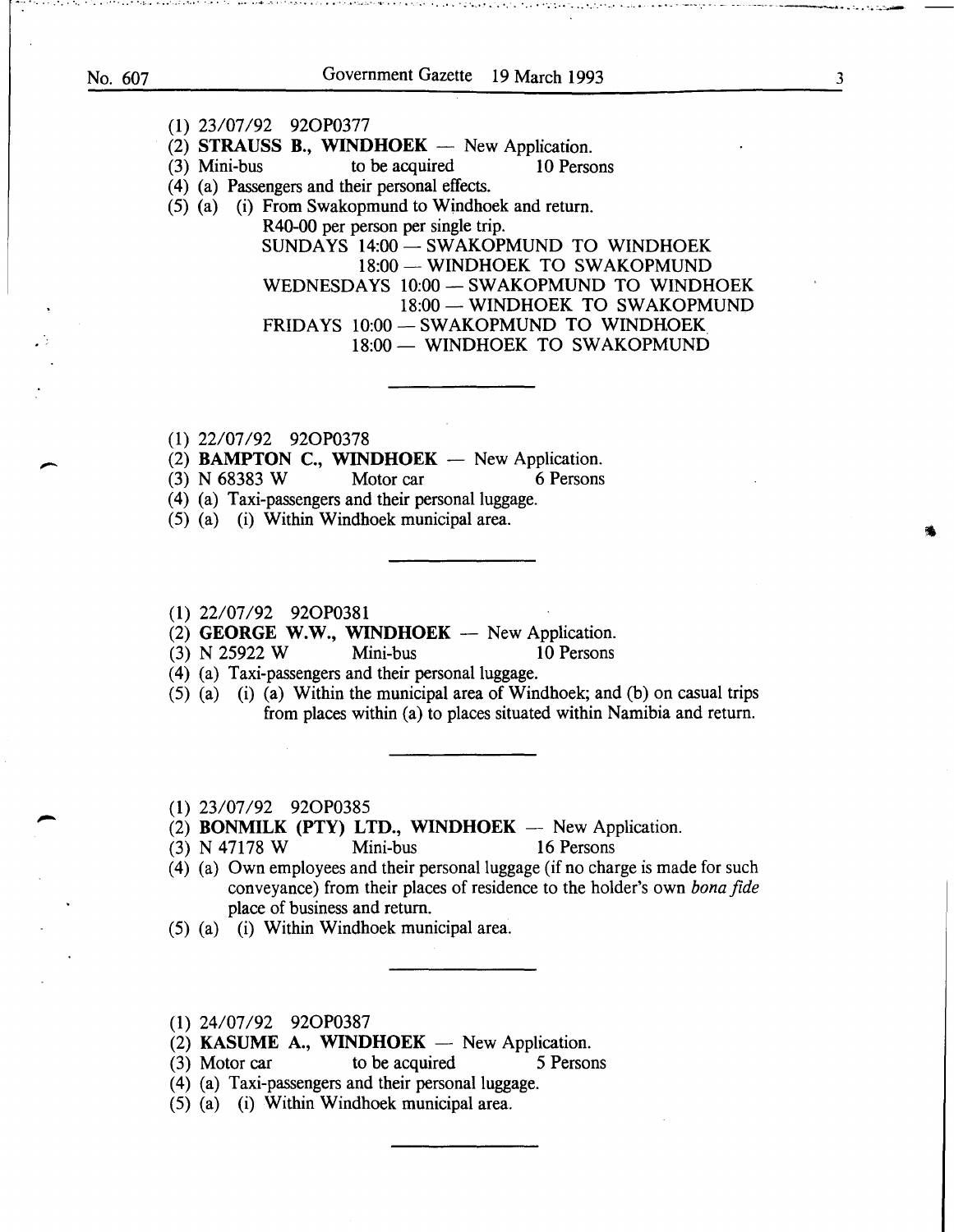(1) 23/07/92 92OP0377
(2) **STRAUSS B., WINDHOEK** — New Application.
(3) Mini-bus to be acquired 10 Persons
(4) (a) Passengers and their personal effects.
(5) (a) (i) From Swakopmund to Windhoek and return.
R40-00 per person per single trip.
SUNDAYS 14:00 — SWAKOPMUND TO WINDHOEK
18:00 — WINDHOEK TO SWAKOPMUND
WEDNESDAYS 10:00 — SWAKOPMUND TO WINDHOEK
18:00 — WINDHOEK TO SWAKOPMUND
FRIDAYS 10:00 — SWAKOPMUND TO WINDHOEK
18:00 — WINDHOEK TO SWAKOPMUND

---

(1) 22/07/92 92OP0378
(2) **BAMPTON C., WINDHOEK** — New Application.
(3) N 68383 W Motor car 6 Persons
(4) (a) Taxi-passengers and their personal luggage.
(5) (a) (i) Within Windhoek municipal area.

---

(1) 22/07/92 92OP0381
(2) **GEORGE W.W., WINDHOEK** — New Application.
(3) N 25922 W Mini-bus 10 Persons
(4) (a) Taxi-passengers and their personal luggage.
(5) (a) (i) (a) Within the municipal area of Windhoek; and (b) on casual trips from places within (a) to places situated within Namibia and return.

---

(1) 23/07/92 92OP0385
(2) **BONMILK (PTY) LTD., WINDHOEK** — New Application.
(3) N 47178 W Mini-bus 16 Persons
(4) (a) Own employees and their personal luggage (if no charge is made for such conveyance) from their places of residence to the holder's own *bona fide* place of business and return.
(5) (a) (i) Within Windhoek municipal area.

---

(1) 24/07/92 92OP0387
(2) **KASUME A., WINDHOEK** — New Application.
(3) Motor car to be acquired 5 Persons
(4) (a) Taxi-passengers and their personal luggage.
(5) (a) (i) Within Windhoek municipal area.

---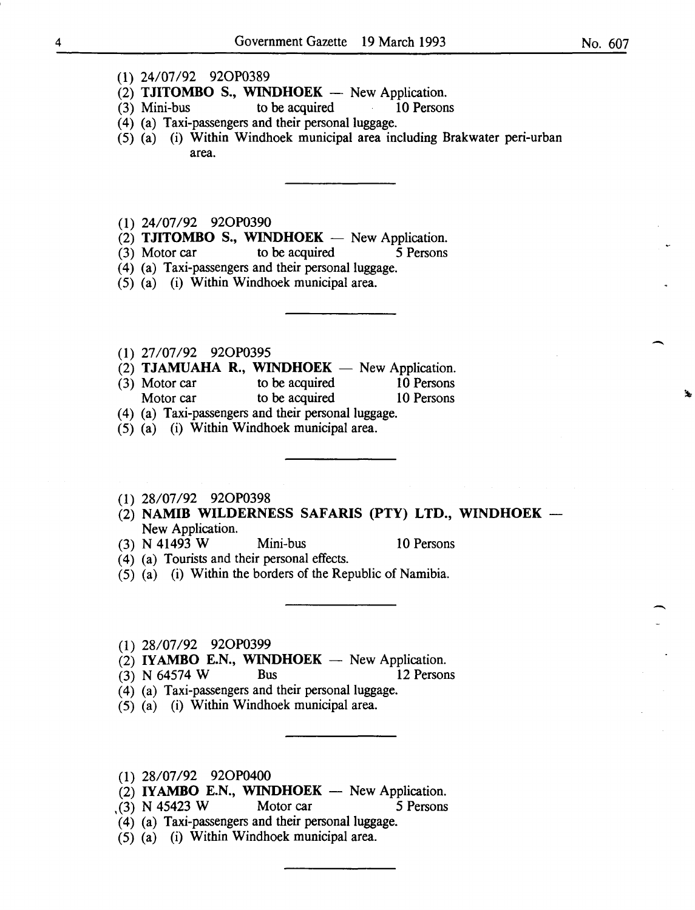(1) 24/07/92 92OP0389
(2) **TJITOMBO S., WINDHOEK** — New Application.
(3) Mini-bus to be acquired 10 Persons
(4) (a) Taxi-passengers and their personal luggage.
(5) (a) (i) Within Windhoek municipal area including Brakwater peri-urban area.

---

(1) 24/07/92 92OP0390
(2) **TJITOMBO S., WINDHOEK** — New Application.
(3) Motor car to be acquired 5 Persons
(4) (a) Taxi-passengers and their personal luggage.
(5) (a) (i) Within Windhoek municipal area.

---

(1) 27/07/92 92OP0395
(2) **TJAMUAHA R., WINDHOEK** — New Application.
(3) Motor car to be acquired 10 Persons
Motor car to be acquired 10 Persons
(4) (a) Taxi-passengers and their personal luggage.
(5) (a) (i) Within Windhoek municipal area.

---

(1) 28/07/92 92OP0398
(2) **NAMIB WILDERNESS SAFARIS (PTY) LTD., WINDHOEK** — New Application.
(3) N 41493 W Mini-bus 10 Persons
(4) (a) Tourists and their personal effects.
(5) (a) (i) Within the borders of the Republic of Namibia.

---

(1) 28/07/92 92OP0399
(2) **IYAMBO E.N., WINDHOEK** — New Application.
(3) N 64574 W Bus 12 Persons
(4) (a) Taxi-passengers and their personal luggage.
(5) (a) (i) Within Windhoek municipal area.

---

(1) 28/07/92 92OP0400
(2) **IYAMBO E.N., WINDHOEK** — New Application.
(3) N 45423 W Motor car 5 Persons
(4) (a) Taxi-passengers and their personal luggage.
(5) (a) (i) Within Windhoek municipal area.

---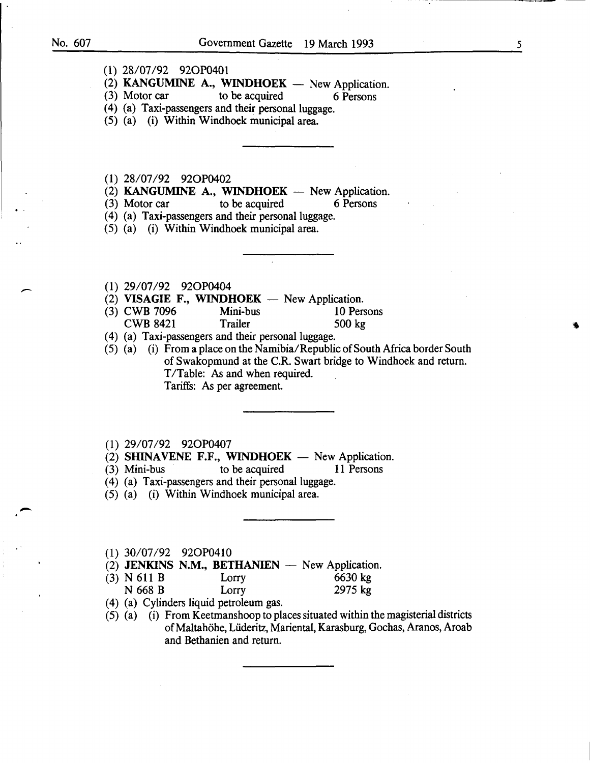(1) 28/07/92 92OP0401

(2) **KANGUMINE A., WINDHOEK** — New Application.

(3) Motor car to be acquired 6 Persons

(4) (a) Taxi-passengers and their personal luggage.

(5) (a) (i) Within Windhoek municipal area.

---

(1) 28/07/92 92OP0402

(2) **KANGUMINE A., WINDHOEK** — New Application.

(3) Motor car to be acquired 6 Persons

(4) (a) Taxi-passengers and their personal luggage.

(5) (a) (i) Within Windhoek municipal area.

---

(1) 29/07/92 92OP0404

(2) **VISAGIE F., WINDHOEK** — New Application.

(3) CWB 7096 Mini-bus 10 Persons
CWB 8421 Trailer 500 kg

(4) (a) Taxi-passengers and their personal luggage.

(5) (a) (i) From a place on the Namibia/Republic of South Africa border South of Swakopmund at the C.R. Swart bridge to Windhoek and return.
T/Table: As and when required.
Tariffs: As per agreement.

---

(1) 29/07/92 92OP0407

(2) **SHINAVENE F.F., WINDHOEK** — New Application.

(3) Mini-bus to be acquired 11 Persons

(4) (a) Taxi-passengers and their personal luggage.

(5) (a) (i) Within Windhoek municipal area.

---

(1) 30/07/92 92OP0410

(2) **JENKINS N.M., BETHANIEN** — New Application.

(3) N 611 B Lorry 6630 kg
N 668 B Lorry 2975 kg

(4) (a) Cylinders liquid petroleum gas.

(5) (a) (i) From Keetmanshoop to places situated within the magisterial districts of Maltahöhe, Lüderitz, Mariental, Karasburg, Gochas, Aranos, Aroab and Bethanien and return.

---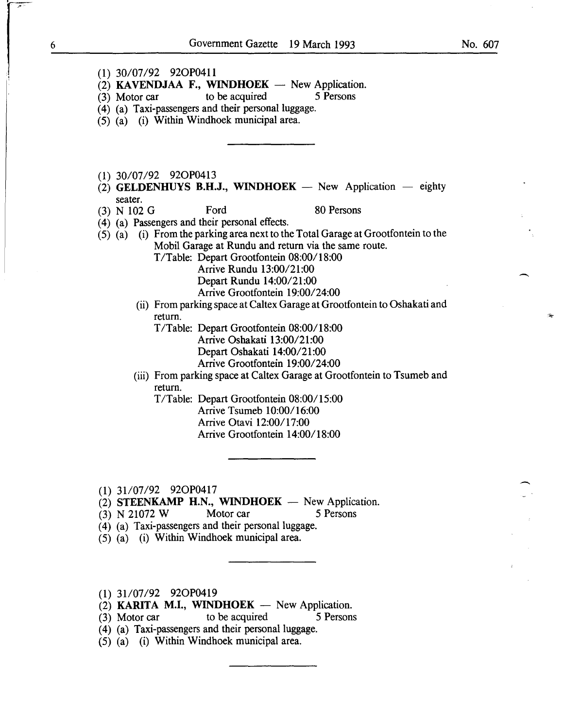(1) 30/07/92 92OP0411

(2) **KAVENDJAA F., WINDHOEK** — New Application.

(3) Motor car to be acquired 5 Persons

(4) (a) Taxi-passengers and their personal luggage.

(5) (a) (i) Within Windhoek municipal area.

---

(1) 30/07/92 92OP0413

(2) **GELDENHUYS B.H.J., WINDHOEK** — New Application — eighty seater.

(3) N 102 G Ford 80 Persons

(4) (a) Passengers and their personal effects.

(5) (a) (i) From the parking area next to the Total Garage at Grootfontein to the Mobil Garage at Rundu and return via the same route.

T/Table: Depart Grootfontein 08:00/18:00
Arrive Rundu 13:00/21:00
Depart Rundu 14:00/21:00
Arrive Grootfontein 19:00/24:00

(ii) From parking space at Caltex Garage at Grootfontein to Oshakati and return.

T/Table: Depart Grootfontein 08:00/18:00
Arrive Oshakati 13:00/21:00
Depart Oshakati 14:00/21:00
Arrive Grootfontein 19:00/24:00

(iii) From parking space at Caltex Garage at Grootfontein to Tsumeb and return.

T/Table: Depart Grootfontein 08:00/15:00
Arrive Tsumeb 10:00/16:00
Arrive Otavi 12:00/17:00
Arrive Grootfontein 14:00/18:00

---

(1) 31/07/92 92OP0417

(2) **STEENKAMP H.N., WINDHOEK** — New Application.

(3) N 21072 W Motor car 5 Persons

(4) (a) Taxi-passengers and their personal luggage.

(5) (a) (i) Within Windhoek municipal area.

---

(1) 31/07/92 92OP0419

(2) **KARITA M.I., WINDHOEK** — New Application.

(3) Motor car to be acquired 5 Persons

(4) (a) Taxi-passengers and their personal luggage.

(5) (a) (i) Within Windhoek municipal area.

---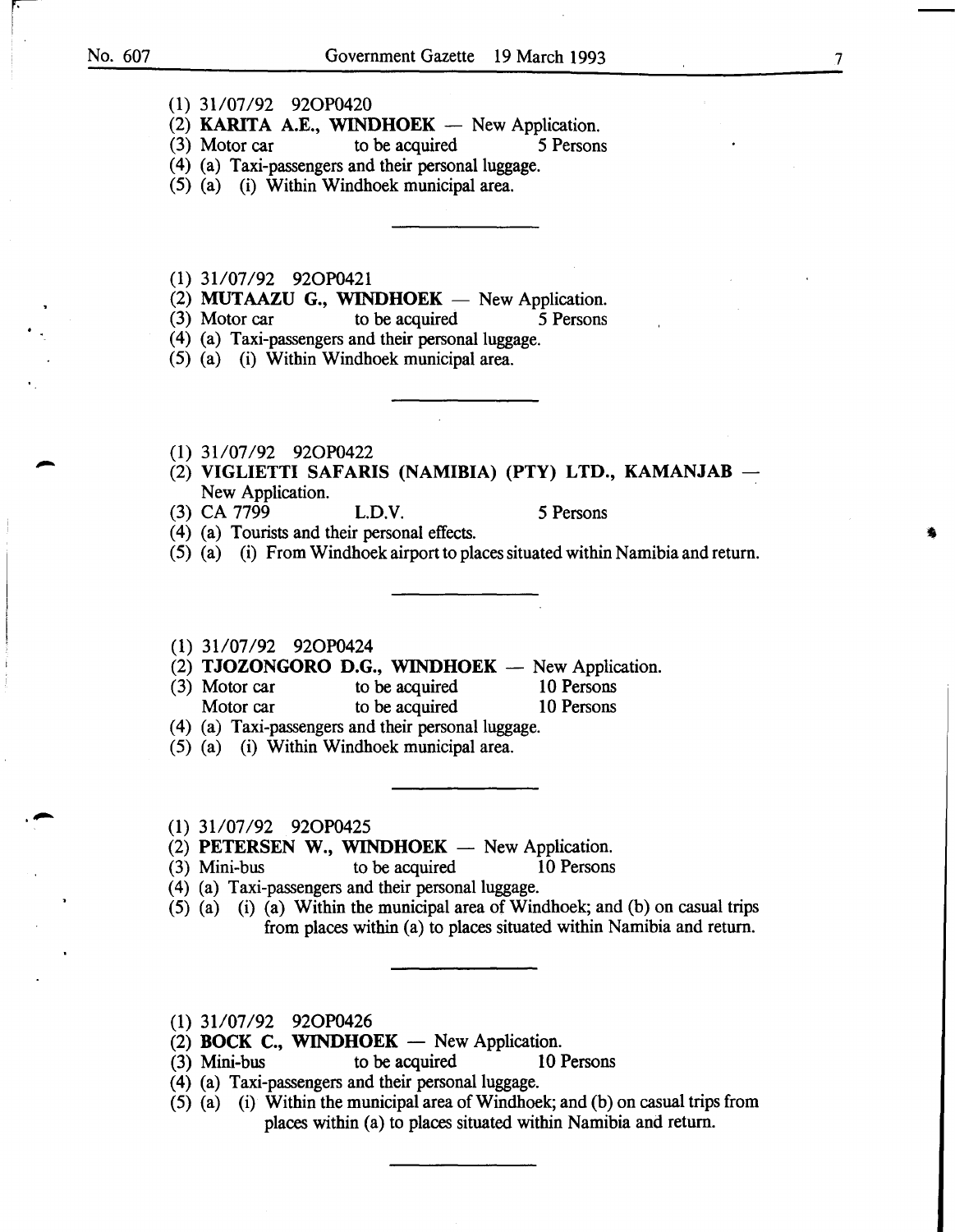(1) 31/07/92 92OP0420

(2) **KARITA A.E., WINDHOEK** — New Application.

(3) Motor car to be acquired 5 Persons

(4) (a) Taxi-passengers and their personal luggage.

(5) (a) (i) Within Windhoek municipal area.

---

(1) 31/07/92 92OP0421

(2) **MUTAAZU G., WINDHOEK** — New Application.

(3) Motor car to be acquired 5 Persons

(4) (a) Taxi-passengers and their personal luggage.

(5) (a) (i) Within Windhoek municipal area.

---

(1) 31/07/92 92OP0422

(2) **VIGLIETTI SAFARIS (NAMIBIA) (PTY) LTD., KAMANJAB** — New Application.

(3) CA 7799 L.D.V. 5 Persons

(4) (a) Tourists and their personal effects.

(5) (a) (i) From Windhoek airport to places situated within Namibia and return.

---

(1) 31/07/92 92OP0424

(2) **TJOZONGORO D.G., WINDHOEK** — New Application.

(3) Motor car to be acquired 10 Persons
Motor car to be acquired 10 Persons

(4) (a) Taxi-passengers and their personal luggage.

(5) (a) (i) Within Windhoek municipal area.

---

(1) 31/07/92 92OP0425

(2) **PETERSEN W., WINDHOEK** — New Application.

(3) Mini-bus to be acquired 10 Persons

(4) (a) Taxi-passengers and their personal luggage.

(5) (a) (i) (a) Within the municipal area of Windhoek; and (b) on casual trips from places within (a) to places situated within Namibia and return.

---

(1) 31/07/92 92OP0426

(2) **BOCK C., WINDHOEK** — New Application.

(3) Mini-bus to be acquired 10 Persons

(4) (a) Taxi-passengers and their personal luggage.

(5) (a) (i) Within the municipal area of Windhoek; and (b) on casual trips from places within (a) to places situated within Namibia and return.

---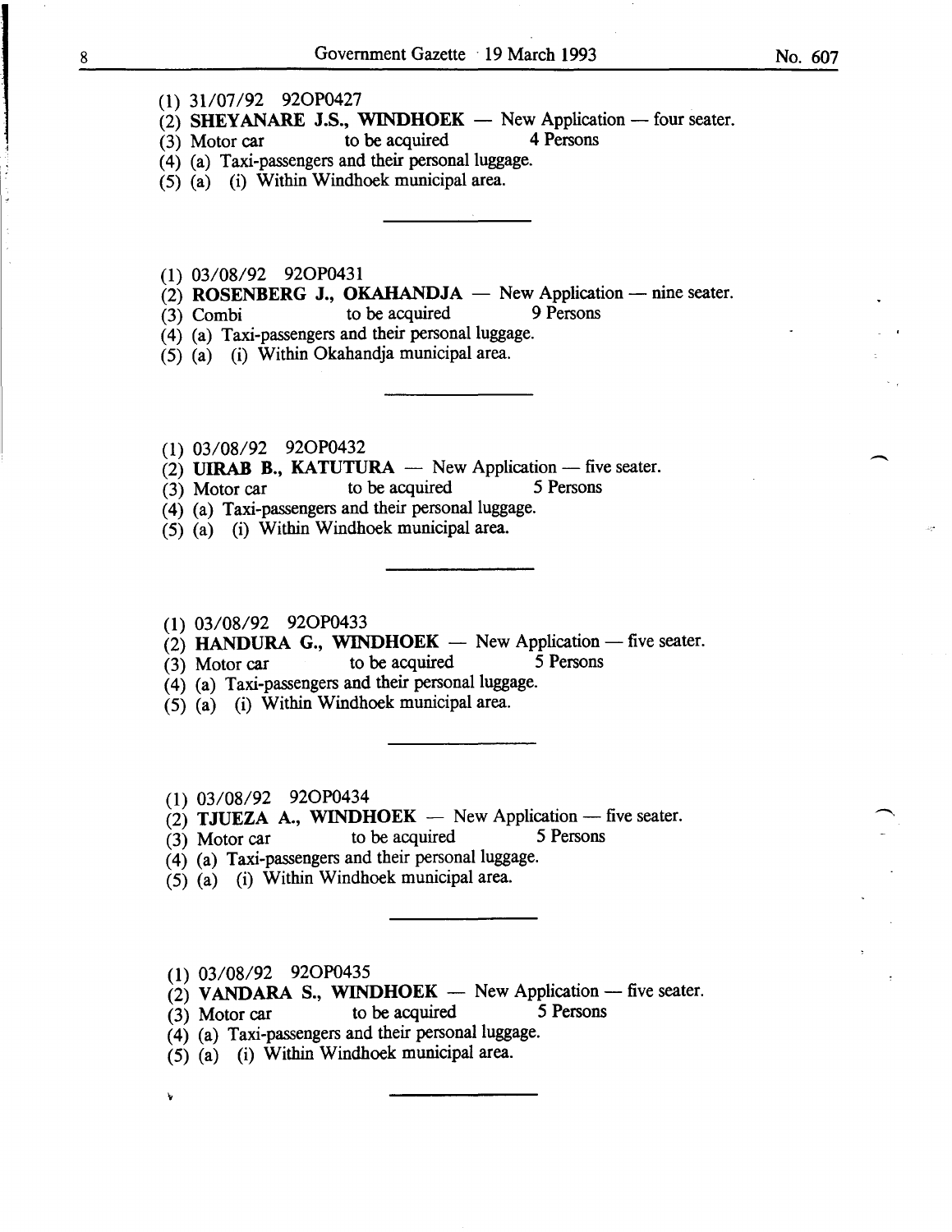(1) 31/07/92 92OP0427
(2) **SHEYANARE J.S., WINDHOEK** — New Application — four seater.
(3) Motor car to be acquired 4 Persons
(4) (a) Taxi-passengers and their personal luggage.
(5) (a) (i) Within Windhoek municipal area.

---

(1) 03/08/92 92OP0431
(2) **ROSENBERG J., OKAHANDJA** — New Application — nine seater.
(3) Combi to be acquired 9 Persons
(4) (a) Taxi-passengers and their personal luggage.
(5) (a) (i) Within Okahandja municipal area.

---

(1) 03/08/92 92OP0432
(2) **UIRAB B., KATUTURA** — New Application — five seater.
(3) Motor car to be acquired 5 Persons
(4) (a) Taxi-passengers and their personal luggage.
(5) (a) (i) Within Windhoek municipal area.

---

(1) 03/08/92 92OP0433
(2) **HANDURA G., WINDHOEK** — New Application — five seater.
(3) Motor car to be acquired 5 Persons
(4) (a) Taxi-passengers and their personal luggage.
(5) (a) (i) Within Windhoek municipal area.

---

(1) 03/08/92 92OP0434
(2) **TJUEZA A., WINDHOEK** — New Application — five seater.
(3) Motor car to be acquired 5 Persons
(4) (a) Taxi-passengers and their personal luggage.
(5) (a) (i) Within Windhoek municipal area.

---

(1) 03/08/92 92OP0435
(2) **VANDARA S., WINDHOEK** — New Application — five seater.
(3) Motor car to be acquired 5 Persons
(4) (a) Taxi-passengers and their personal luggage.
(5) (a) (i) Within Windhoek municipal area.

---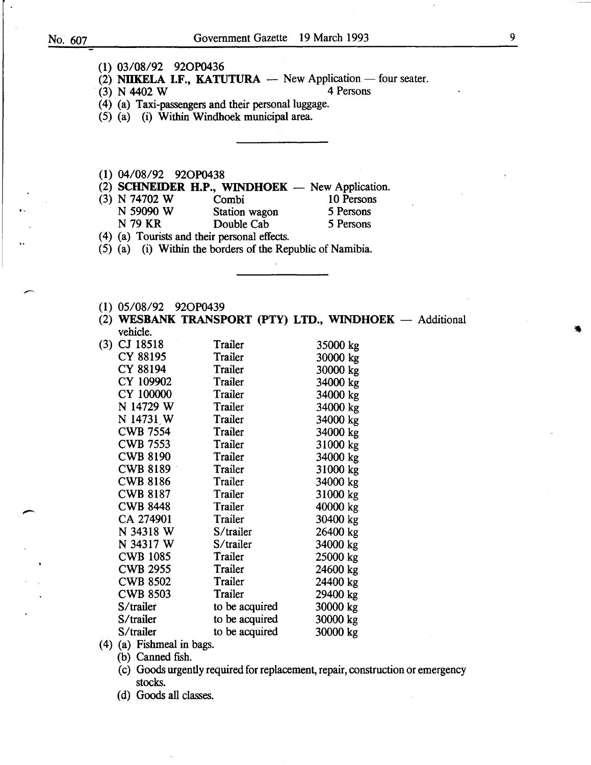(1) 03/08/92 92OP0436

(2) **NIIKELA I.F., KATUTURA** — New Application — four seater.

(3) N 4402 W    4 Persons

(4) (a) Taxi-passengers and their personal luggage.

(5) (a) (i) Within Windhoek municipal area.

---

(1) 04/08/92 92OP0438

(2) **SCHNEIDER H.P., WINDHOEK** — New Application.

(3)

| | | |
|---|---|---|
| N 74702 W | Combi | 10 Persons |
| N 59090 W | Station wagon | 5 Persons |
| N 79 KR | Double Cab | 5 Persons |

(4) (a) Tourists and their personal effects.

(5) (a) (i) Within the borders of the Republic of Namibia.

---

(1) 05/08/92 92OP0439

(2) **WESBANK TRANSPORT (PTY) LTD., WINDHOEK** — Additional vehicle.

(3)

| | | |
|---|---|---|
| CJ 18518 | Trailer | 35000 kg |
| CY 88195 | Trailer | 30000 kg |
| CY 88194 | Trailer | 30000 kg |
| CY 109902 | Trailer | 34000 kg |
| CY 100000 | Trailer | 34000 kg |
| N 14729 W | Trailer | 34000 kg |
| N 14731 W | Trailer | 34000 kg |
| CWB 7554 | Trailer | 34000 kg |
| CWB 7553 | Trailer | 31000 kg |
| CWB 8190 | Trailer | 34000 kg |
| CWB 8189 | Trailer | 31000 kg |
| CWB 8186 | Trailer | 34000 kg |
| CWB 8187 | Trailer | 31000 kg |
| CWB 8448 | Trailer | 40000 kg |
| CA 274901 | Trailer | 30400 kg |
| N 34318 W | S/trailer | 26400 kg |
| N 34317 W | S/trailer | 34000 kg |
| CWB 1085 | Trailer | 25000 kg |
| CWB 2955 | Trailer | 24600 kg |
| CWB 8502 | Trailer | 24400 kg |
| CWB 8503 | Trailer | 29400 kg |
| S/trailer | to be acquired | 30000 kg |
| S/trailer | to be acquired | 30000 kg |
| S/trailer | to be acquired | 30000 kg |

(4) (a) Fishmeal in bags.

(b) Canned fish.

(c) Goods urgently required for replacement, repair, construction or emergency stocks.

(d) Goods all classes.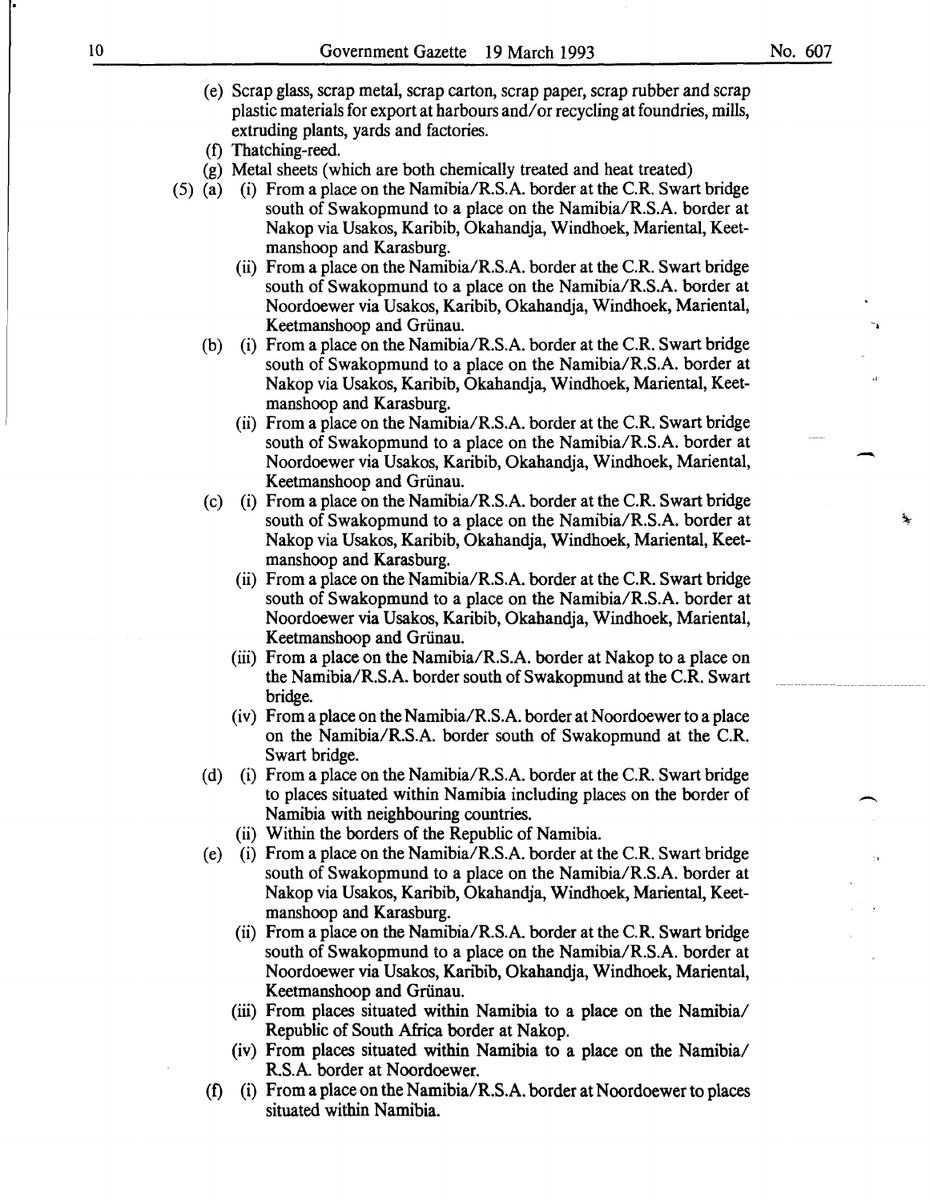(e) Scrap glass, scrap metal, scrap carton, scrap paper, scrap rubber and scrap plastic materials for export at harbours and/or recycling at foundries, mills, extruding plants, yards and factories.

(f) Thatching-reed.

(g) Metal sheets (which are both chemically treated and heat treated)

(5) (a) (i) From a place on the Namibia/R.S.A. border at the C.R. Swart bridge south of Swakopmund to a place on the Namibia/R.S.A. border at Nakop via Usakos, Karibib, Okahandja, Windhoek, Mariental, Keetmanshoop and Karasburg.

(ii) From a place on the Namibia/R.S.A. border at the C.R. Swart bridge south of Swakopmund to a place on the Namibia/R.S.A. border at Noordoewer via Usakos, Karibib, Okahandja, Windhoek, Mariental, Keetmanshoop and Grünau.

(b) (i) From a place on the Namibia/R.S.A. border at the C.R. Swart bridge south of Swakopmund to a place on the Namibia/R.S.A. border at Nakop via Usakos, Karibib, Okahandja, Windhoek, Mariental, Keetmanshoop and Karasburg.

(ii) From a place on the Namibia/R.S.A. border at the C.R. Swart bridge south of Swakopmund to a place on the Namibia/R.S.A. border at Noordoewer via Usakos, Karibib, Okahandja, Windhoek, Mariental, Keetmanshoop and Grünau.

(c) (i) From a place on the Namibia/R.S.A. border at the C.R. Swart bridge south of Swakopmund to a place on the Namibia/R.S.A. border at Nakop via Usakos, Karibib, Okahandja, Windhoek, Mariental, Keetmanshoop and Karasburg.

(ii) From a place on the Namibia/R.S.A. border at the C.R. Swart bridge south of Swakopmund to a place on the Namibia/R.S.A. border at Noordoewer via Usakos, Karibib, Okahandja, Windhoek, Mariental, Keetmanshoop and Grünau.

(iii) From a place on the Namibia/R.S.A. border at Nakop to a place on the Namibia/R.S.A. border south of Swakopmund at the C.R. Swart bridge.

(iv) From a place on the Namibia/R.S.A. border at Noordoewer to a place on the Namibia/R.S.A. border south of Swakopmund at the C.R. Swart bridge.

(d) (i) From a place on the Namibia/R.S.A. border at the C.R. Swart bridge to places situated within Namibia including places on the border of Namibia with neighbouring countries.

(ii) Within the borders of the Republic of Namibia.

(e) (i) From a place on the Namibia/R.S.A. border at the C.R. Swart bridge south of Swakopmund to a place on the Namibia/R.S.A. border at Nakop via Usakos, Karibib, Okahandja, Windhoek, Mariental, Keetmanshoop and Karasburg.

(ii) From a place on the Namibia/R.S.A. border at the C.R. Swart bridge south of Swakopmund to a place on the Namibia/R.S.A. border at Noordoewer via Usakos, Karibib, Okahandja, Windhoek, Mariental, Keetmanshoop and Grünau.

(iii) From places situated within Namibia to a place on the Namibia/Republic of South Africa border at Nakop.

(iv) From places situated within Namibia to a place on the Namibia/R.S.A. border at Noordoewer.

(f) (i) From a place on the Namibia/R.S.A. border at Noordoewer to places situated within Namibia.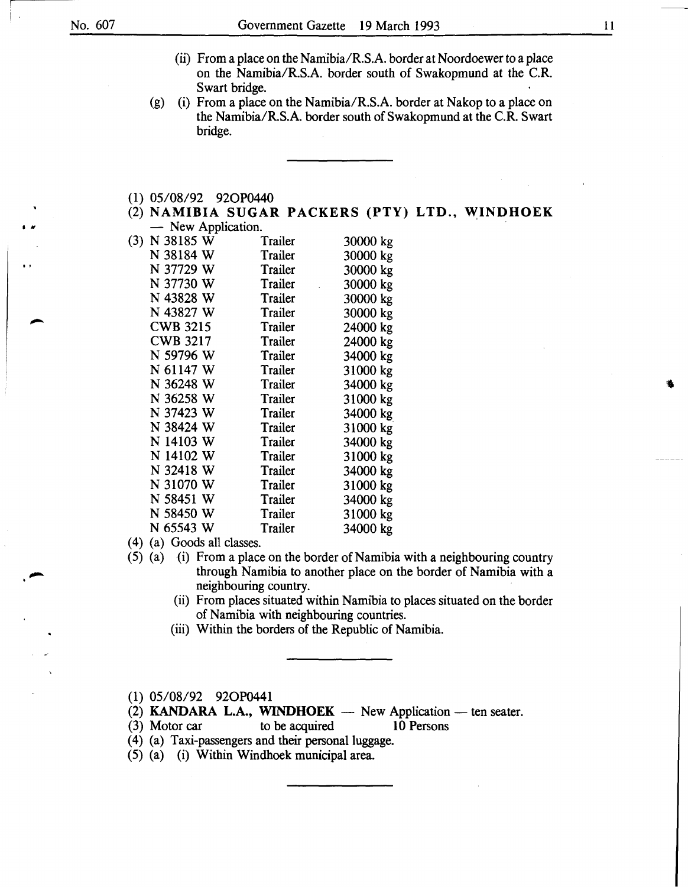(ii) From a place on the Namibia/R.S.A. border at Noordoewer to a place on the Namibia/R.S.A. border south of Swakopmund at the C.R. Swart bridge.

(g) (i) From a place on the Namibia/R.S.A. border at Nakop to a place on the Namibia/R.S.A. border south of Swakopmund at the C.R. Swart bridge.

---

(1) 05/08/92 92OP0440

(2) **NAMIBIA SUGAR PACKERS (PTY) LTD., WINDHOEK** — New Application.

(3)

| | | |
|---|---|---|
| N 38185 W | Trailer | 30000 kg |
| N 38184 W | Trailer | 30000 kg |
| N 37729 W | Trailer | 30000 kg |
| N 37730 W | Trailer | 30000 kg |
| N 43828 W | Trailer | 30000 kg |
| N 43827 W | Trailer | 30000 kg |
| CWB 3215 | Trailer | 24000 kg |
| CWB 3217 | Trailer | 24000 kg |
| N 59796 W | Trailer | 34000 kg |
| N 61147 W | Trailer | 31000 kg |
| N 36248 W | Trailer | 34000 kg |
| N 36258 W | Trailer | 31000 kg |
| N 37423 W | Trailer | 34000 kg |
| N 38424 W | Trailer | 31000 kg |
| N 14103 W | Trailer | 34000 kg |
| N 14102 W | Trailer | 31000 kg |
| N 32418 W | Trailer | 34000 kg |
| N 31070 W | Trailer | 31000 kg |
| N 58451 W | Trailer | 34000 kg |
| N 58450 W | Trailer | 31000 kg |
| N 65543 W | Trailer | 34000 kg |

(4) (a) Goods all classes.

(5) (a) (i) From a place on the border of Namibia with a neighbouring country through Namibia to another place on the border of Namibia with a neighbouring country.

(ii) From places situated within Namibia to places situated on the border of Namibia with neighbouring countries.

(iii) Within the borders of the Republic of Namibia.

---

(1) 05/08/92 92OP0441

(2) **KANDARA L.A., WINDHOEK** — New Application — ten seater.

(3) Motor car to be acquired 10 Persons

(4) (a) Taxi-passengers and their personal luggage.

(5) (a) (i) Within Windhoek municipal area.

---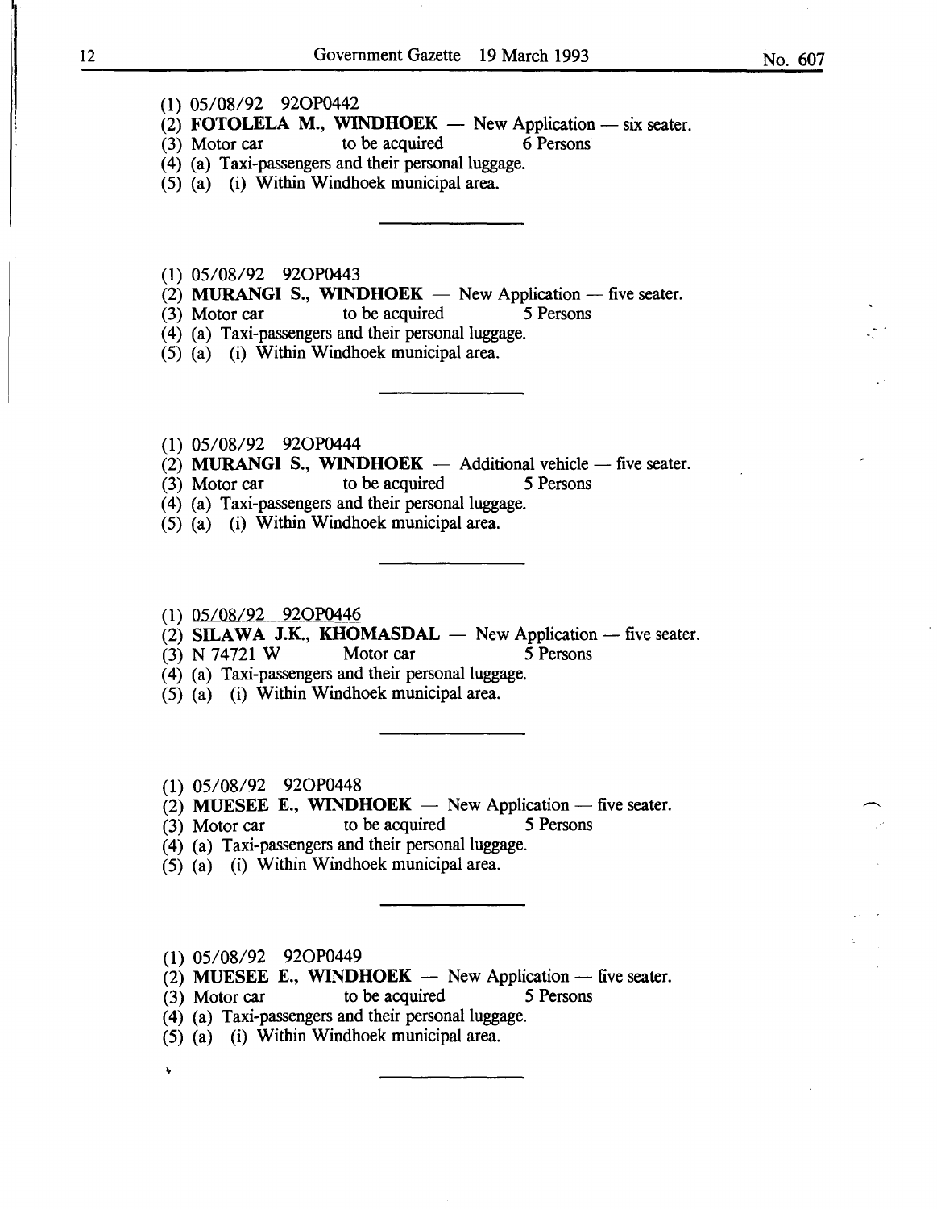(1) 05/08/92 92OP0442
(2) **FOTOLELA M., WINDHOEK** — New Application — six seater.
(3) Motor car to be acquired 6 Persons
(4) (a) Taxi-passengers and their personal luggage.
(5) (a) (i) Within Windhoek municipal area.

---

(1) 05/08/92 92OP0443
(2) **MURANGI S., WINDHOEK** — New Application — five seater.
(3) Motor car to be acquired 5 Persons
(4) (a) Taxi-passengers and their personal luggage.
(5) (a) (i) Within Windhoek municipal area.

---

(1) 05/08/92 92OP0444
(2) **MURANGI S., WINDHOEK** — Additional vehicle — five seater.
(3) Motor car to be acquired 5 Persons
(4) (a) Taxi-passengers and their personal luggage.
(5) (a) (i) Within Windhoek municipal area.

---

(1) 05/08/92 92OP0446
(2) **SILAWA J.K., KHOMASDAL** — New Application — five seater.
(3) N 74721 W Motor car 5 Persons
(4) (a) Taxi-passengers and their personal luggage.
(5) (a) (i) Within Windhoek municipal area.

---

(1) 05/08/92 92OP0448
(2) **MUESEE E., WINDHOEK** — New Application — five seater.
(3) Motor car to be acquired 5 Persons
(4) (a) Taxi-passengers and their personal luggage.
(5) (a) (i) Within Windhoek municipal area.

---

(1) 05/08/92 92OP0449
(2) **MUESEE E., WINDHOEK** — New Application — five seater.
(3) Motor car to be acquired 5 Persons
(4) (a) Taxi-passengers and their personal luggage.
(5) (a) (i) Within Windhoek municipal area.

---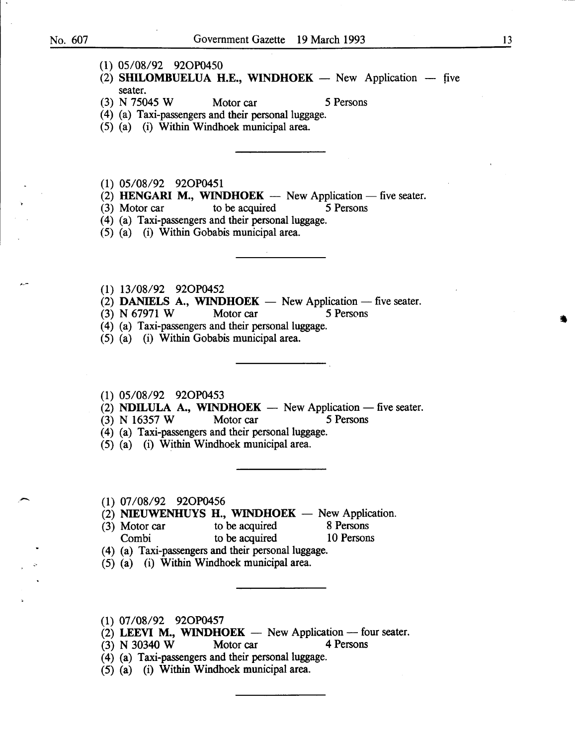(1) 05/08/92 92OP0450
(2) **SHILOMBUELUA H.E., WINDHOEK** — New Application — five seater.
(3) N 75045 W Motor car 5 Persons
(4) (a) Taxi-passengers and their personal luggage.
(5) (a) (i) Within Windhoek municipal area.

---

(1) 05/08/92 92OP0451
(2) **HENGARI M., WINDHOEK** — New Application — five seater.
(3) Motor car to be acquired 5 Persons
(4) (a) Taxi-passengers and their personal luggage.
(5) (a) (i) Within Gobabis municipal area.

---

(1) 13/08/92 92OP0452
(2) **DANIELS A., WINDHOEK** — New Application — five seater.
(3) N 67971 W Motor car 5 Persons
(4) (a) Taxi-passengers and their personal luggage.
(5) (a) (i) Within Gobabis municipal area.

---

(1) 05/08/92 92OP0453
(2) **NDILULA A., WINDHOEK** — New Application — five seater.
(3) N 16357 W Motor car 5 Persons
(4) (a) Taxi-passengers and their personal luggage.
(5) (a) (i) Within Windhoek municipal area.

---

(1) 07/08/92 92OP0456
(2) **NIEUWENHUYS H., WINDHOEK** — New Application.
(3) Motor car to be acquired 8 Persons
Combi to be acquired 10 Persons
(4) (a) Taxi-passengers and their personal luggage.
(5) (a) (i) Within Windhoek municipal area.

---

(1) 07/08/92 92OP0457
(2) **LEEVI M., WINDHOEK** — New Application — four seater.
(3) N 30340 W Motor car 4 Persons
(4) (a) Taxi-passengers and their personal luggage.
(5) (a) (i) Within Windhoek municipal area.

---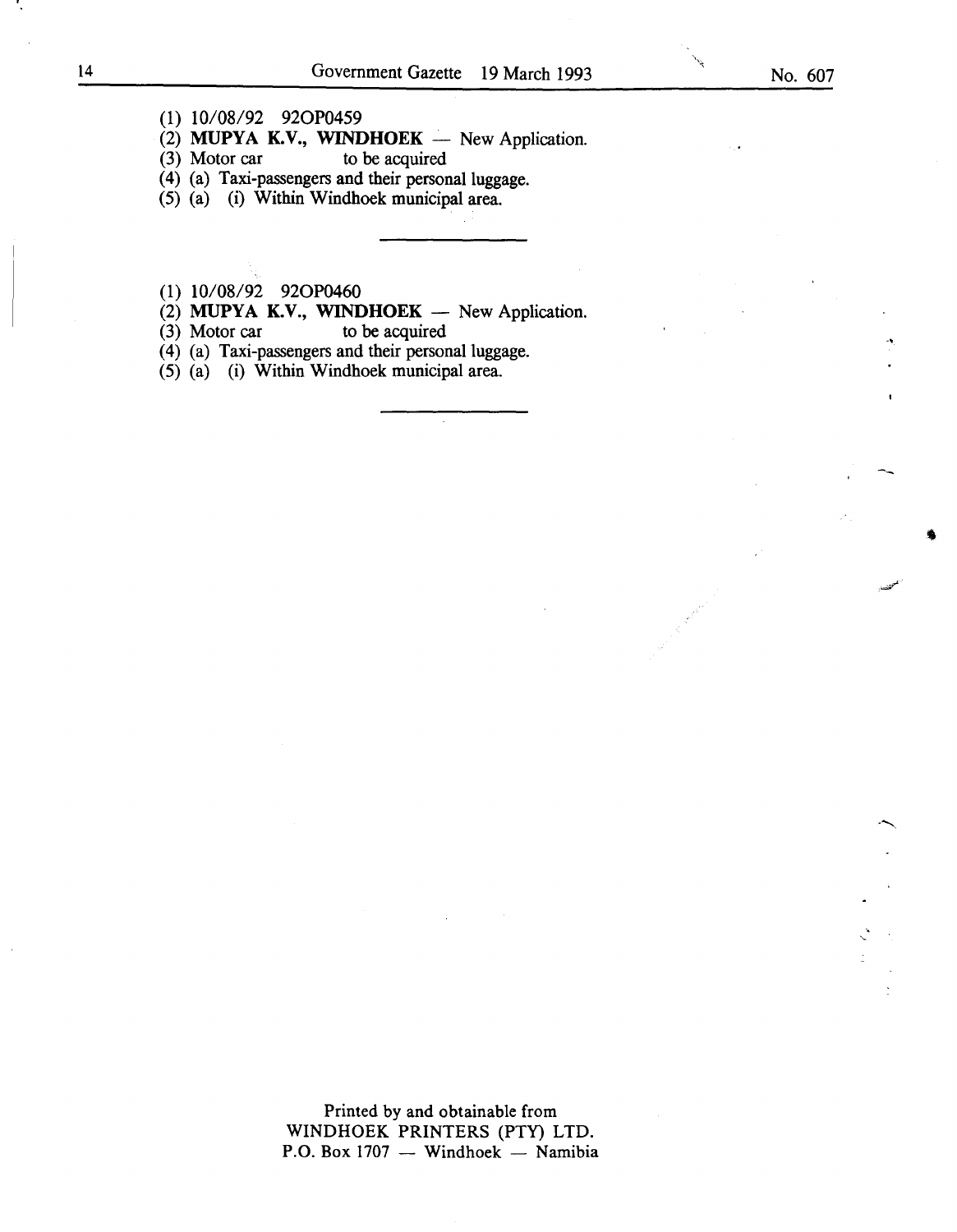(1) 10/08/92 92OP0459
(2) **MUPYA K.V., WINDHOEK** — New Application.
(3) Motor car to be acquired
(4) (a) Taxi-passengers and their personal luggage.
(5) (a) (i) Within Windhoek municipal area.

---

(1) 10/08/92 92OP0460
(2) **MUPYA K.V., WINDHOEK** — New Application.
(3) Motor car to be acquired
(4) (a) Taxi-passengers and their personal luggage.
(5) (a) (i) Within Windhoek municipal area.

---

Printed by and obtainable from
WINDHOEK PRINTERS (PTY) LTD.
P.O. Box 1707 — Windhoek — Namibia